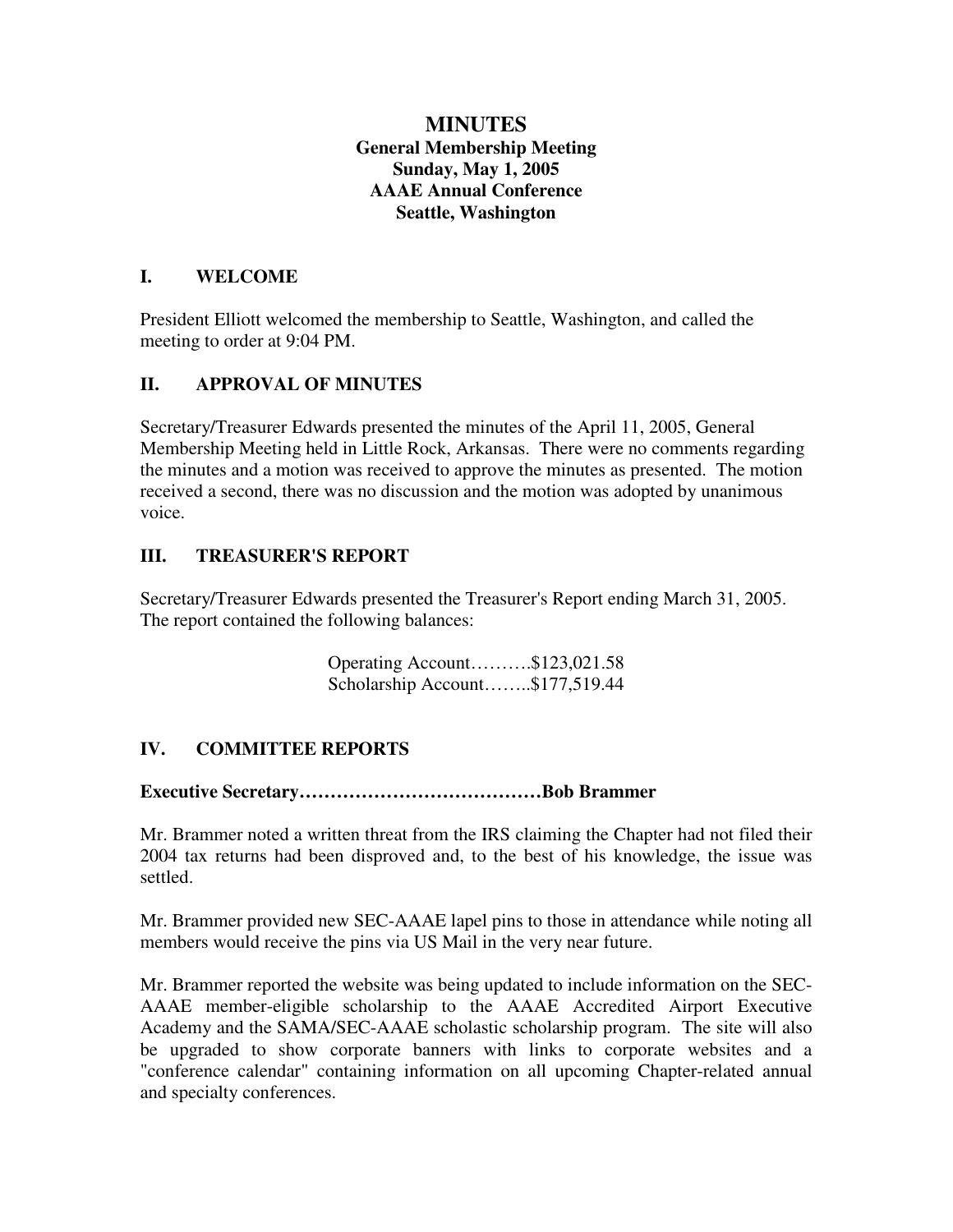# MINUTES

**General Membership Meeting**
**Sunday, May 1, 2005**
**AAAE Annual Conference**
**Seattle, Washington**

## I. WELCOME

President Elliott welcomed the membership to Seattle, Washington, and called the meeting to order at 9:04 PM.

## II. APPROVAL OF MINUTES

Secretary/Treasurer Edwards presented the minutes of the April 11, 2005, General Membership Meeting held in Little Rock, Arkansas. There were no comments regarding the minutes and a motion was received to approve the minutes as presented. The motion received a second, there was no discussion and the motion was adopted by unanimous voice.

## III. TREASURER'S REPORT

Secretary/Treasurer Edwards presented the Treasurer's Report ending March 31, 2005. The report contained the following balances:

Operating Account……….$123,021.58
Scholarship Account……..$177,519.44

## IV. COMMITTEE REPORTS

**Executive Secretary…………………………………Bob Brammer**

Mr. Brammer noted a written threat from the IRS claiming the Chapter had not filed their 2004 tax returns had been disproved and, to the best of his knowledge, the issue was settled.

Mr. Brammer provided new SEC-AAAE lapel pins to those in attendance while noting all members would receive the pins via US Mail in the very near future.

Mr. Brammer reported the website was being updated to include information on the SEC-AAAE member-eligible scholarship to the AAAE Accredited Airport Executive Academy and the SAMA/SEC-AAAE scholastic scholarship program. The site will also be upgraded to show corporate banners with links to corporate websites and a "conference calendar" containing information on all upcoming Chapter-related annual and specialty conferences.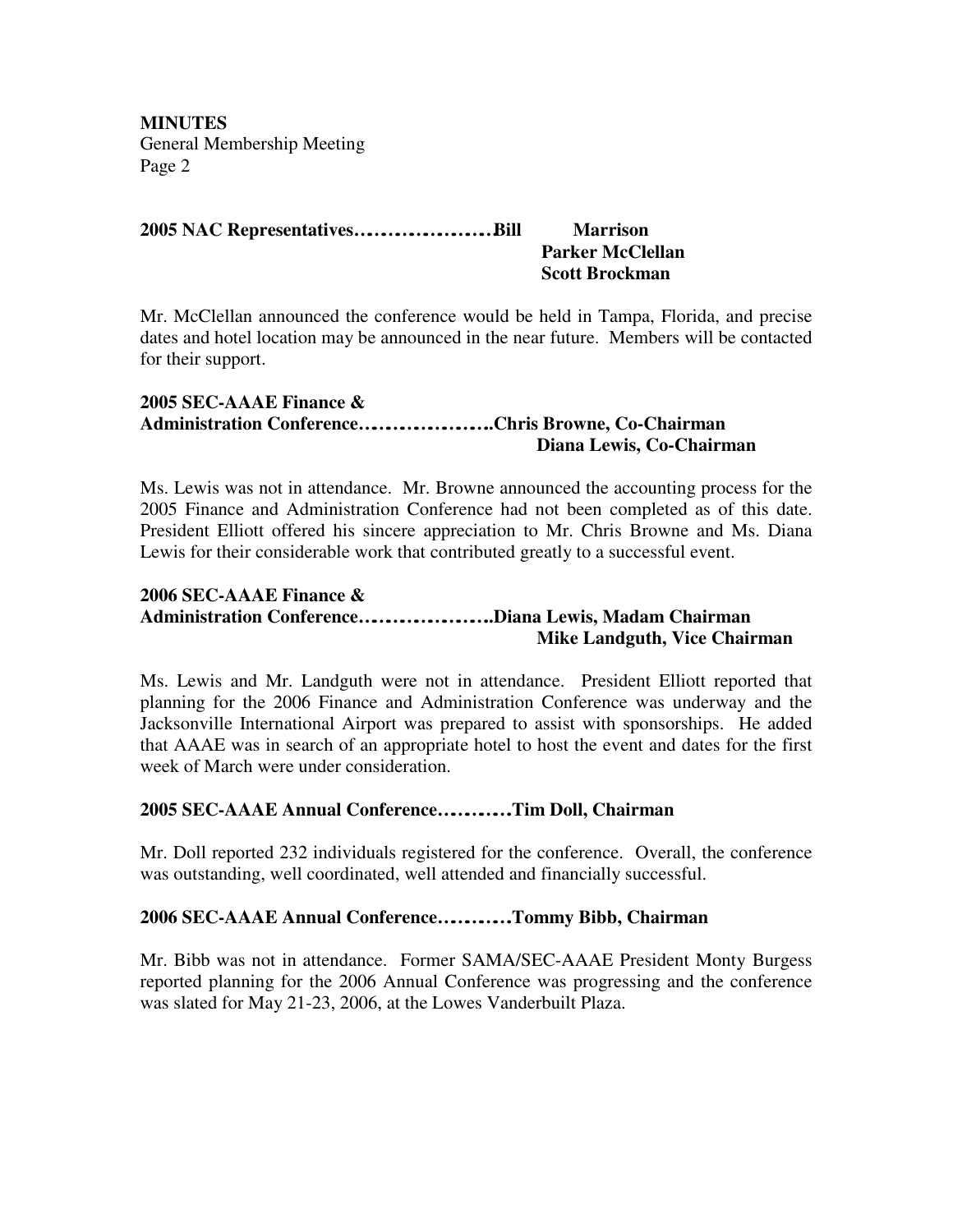**MINUTES**
General Membership Meeting
Page 2

**2005 NAC Representatives…………………Bill Marrison**
**Parker McClellan**
**Scott Brockman**

Mr. McClellan announced the conference would be held in Tampa, Florida, and precise dates and hotel location may be announced in the near future. Members will be contacted for their support.

**2005 SEC-AAAE Finance &**
**Administration Conference………………..Chris Browne, Co-Chairman**
**Diana Lewis, Co-Chairman**

Ms. Lewis was not in attendance. Mr. Browne announced the accounting process for the 2005 Finance and Administration Conference had not been completed as of this date. President Elliott offered his sincere appreciation to Mr. Chris Browne and Ms. Diana Lewis for their considerable work that contributed greatly to a successful event.

**2006 SEC-AAAE Finance &**
**Administration Conference………………..Diana Lewis, Madam Chairman**
**Mike Landguth, Vice Chairman**

Ms. Lewis and Mr. Landguth were not in attendance. President Elliott reported that planning for the 2006 Finance and Administration Conference was underway and the Jacksonville International Airport was prepared to assist with sponsorships. He added that AAAE was in search of an appropriate hotel to host the event and dates for the first week of March were under consideration.

**2005 SEC-AAAE Annual Conference………..Tim Doll, Chairman**

Mr. Doll reported 232 individuals registered for the conference. Overall, the conference was outstanding, well coordinated, well attended and financially successful.

**2006 SEC-AAAE Annual Conference………..Tommy Bibb, Chairman**

Mr. Bibb was not in attendance. Former SAMA/SEC-AAAE President Monty Burgess reported planning for the 2006 Annual Conference was progressing and the conference was slated for May 21-23, 2006, at the Lowes Vanderbuilt Plaza.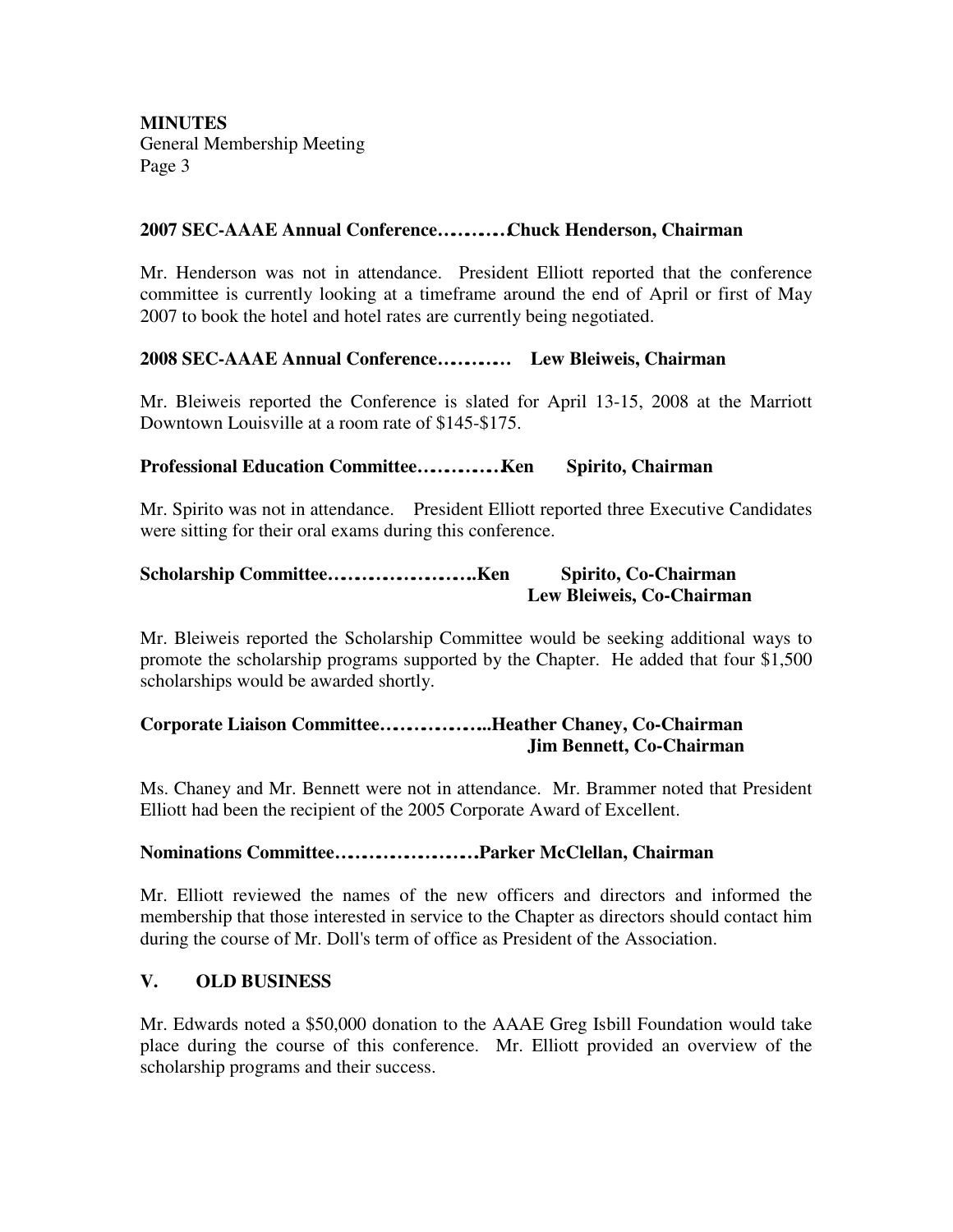**2007 SEC-AAAE Annual Conference……….Chuck Henderson, Chairman**

Mr. Henderson was not in attendance. President Elliott reported that the conference committee is currently looking at a timeframe around the end of April or first of May 2007 to book the hotel and hotel rates are currently being negotiated.

**2008 SEC-AAAE Annual Conference………. Lew Bleiweis, Chairman**

Mr. Bleiweis reported the Conference is slated for April 13-15, 2008 at the Marriott Downtown Louisville at a room rate of $145-$175.

**Professional Education Committee…………Ken Spirito, Chairman**

Mr. Spirito was not in attendance. President Elliott reported three Executive Candidates were sitting for their oral exams during this conference.

**Scholarship Committee………………….Ken Spirito, Co-Chairman**
**Lew Bleiweis, Co-Chairman**

Mr. Bleiweis reported the Scholarship Committee would be seeking additional ways to promote the scholarship programs supported by the Chapter. He added that four $1,500 scholarships would be awarded shortly.

**Corporate Liaison Committee……………..Heather Chaney, Co-Chairman**
**Jim Bennett, Co-Chairman**

Ms. Chaney and Mr. Bennett were not in attendance. Mr. Brammer noted that President Elliott had been the recipient of the 2005 Corporate Award of Excellent.

**Nominations Committee…………………Parker McClellan, Chairman**

Mr. Elliott reviewed the names of the new officers and directors and informed the membership that those interested in service to the Chapter as directors should contact him during the course of Mr. Doll's term of office as President of the Association.

## V. OLD BUSINESS

Mr. Edwards noted a $50,000 donation to the AAAE Greg Isbill Foundation would take place during the course of this conference. Mr. Elliott provided an overview of the scholarship programs and their success.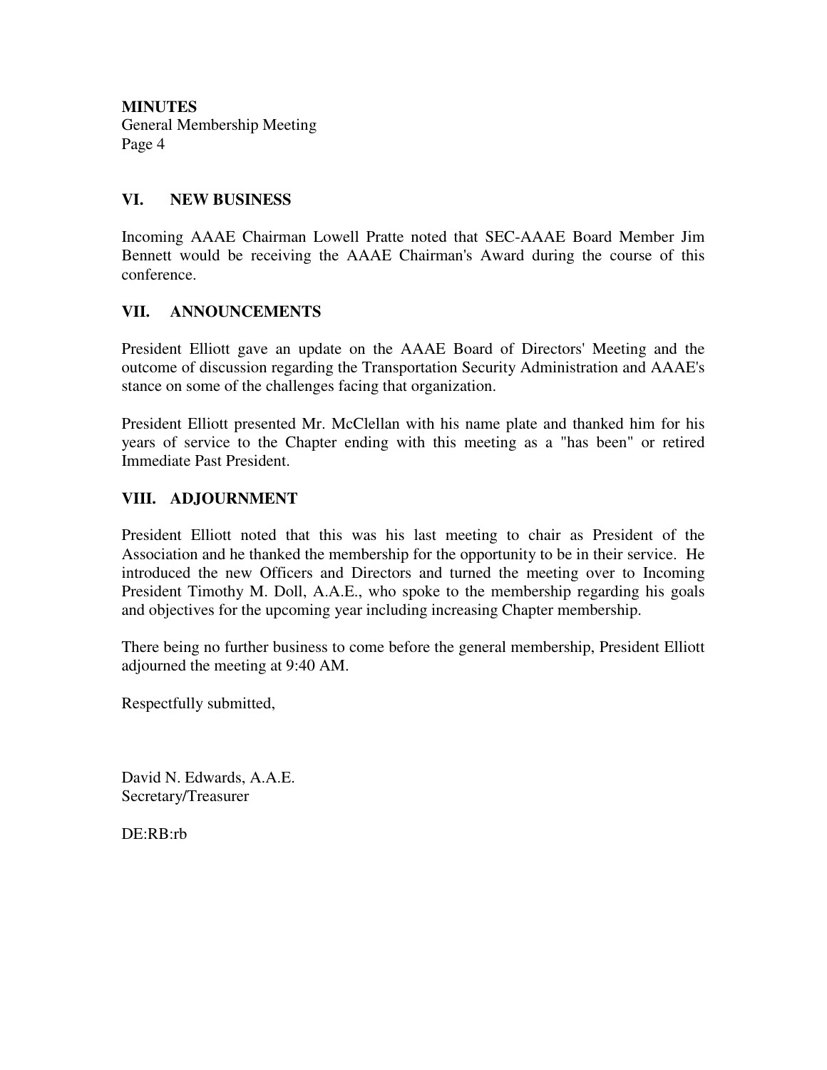**MINUTES**
General Membership Meeting
Page 4

## VI. NEW BUSINESS

Incoming AAAE Chairman Lowell Pratte noted that SEC-AAAE Board Member Jim Bennett would be receiving the AAAE Chairman's Award during the course of this conference.

## VII. ANNOUNCEMENTS

President Elliott gave an update on the AAAE Board of Directors' Meeting and the outcome of discussion regarding the Transportation Security Administration and AAAE's stance on some of the challenges facing that organization.

President Elliott presented Mr. McClellan with his name plate and thanked him for his years of service to the Chapter ending with this meeting as a "has been" or retired Immediate Past President.

## VIII. ADJOURNMENT

President Elliott noted that this was his last meeting to chair as President of the Association and he thanked the membership for the opportunity to be in their service. He introduced the new Officers and Directors and turned the meeting over to Incoming President Timothy M. Doll, A.A.E., who spoke to the membership regarding his goals and objectives for the upcoming year including increasing Chapter membership.

There being no further business to come before the general membership, President Elliott adjourned the meeting at 9:40 AM.

Respectfully submitted,

David N. Edwards, A.A.E.
Secretary/Treasurer

DE:RB:rb